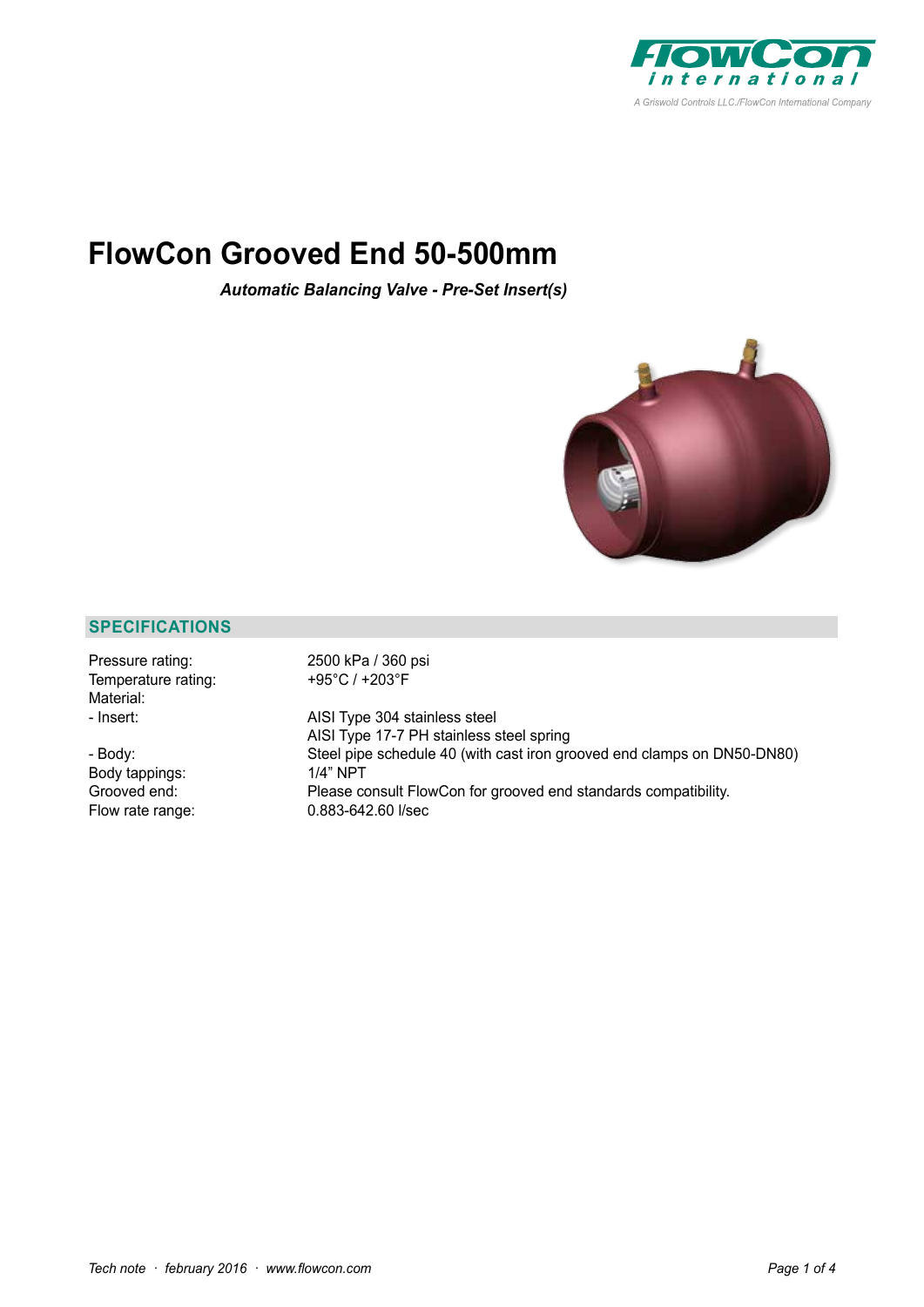# FlowCon Grooved End 50-500mm

***Automatic Balancing Valve - Pre-Set Insert(s)***

## SPECIFICATIONS

| | |
|---|---|
| Pressure rating: | 2500 kPa / 360 psi |
| Temperature rating: | +95°C / +203°F |
| Material: | |
| - Insert: | AISI Type 304 stainless steel<br>AISI Type 17-7 PH stainless steel spring |
| - Body: | Steel pipe schedule 40 (with cast iron grooved end clamps on DN50-DN80) |
| Body tappings: | 1/4" NPT |
| Grooved end: | Please consult FlowCon for grooved end standards compatibility. |
| Flow rate range: | 0.883-642.60 l/sec |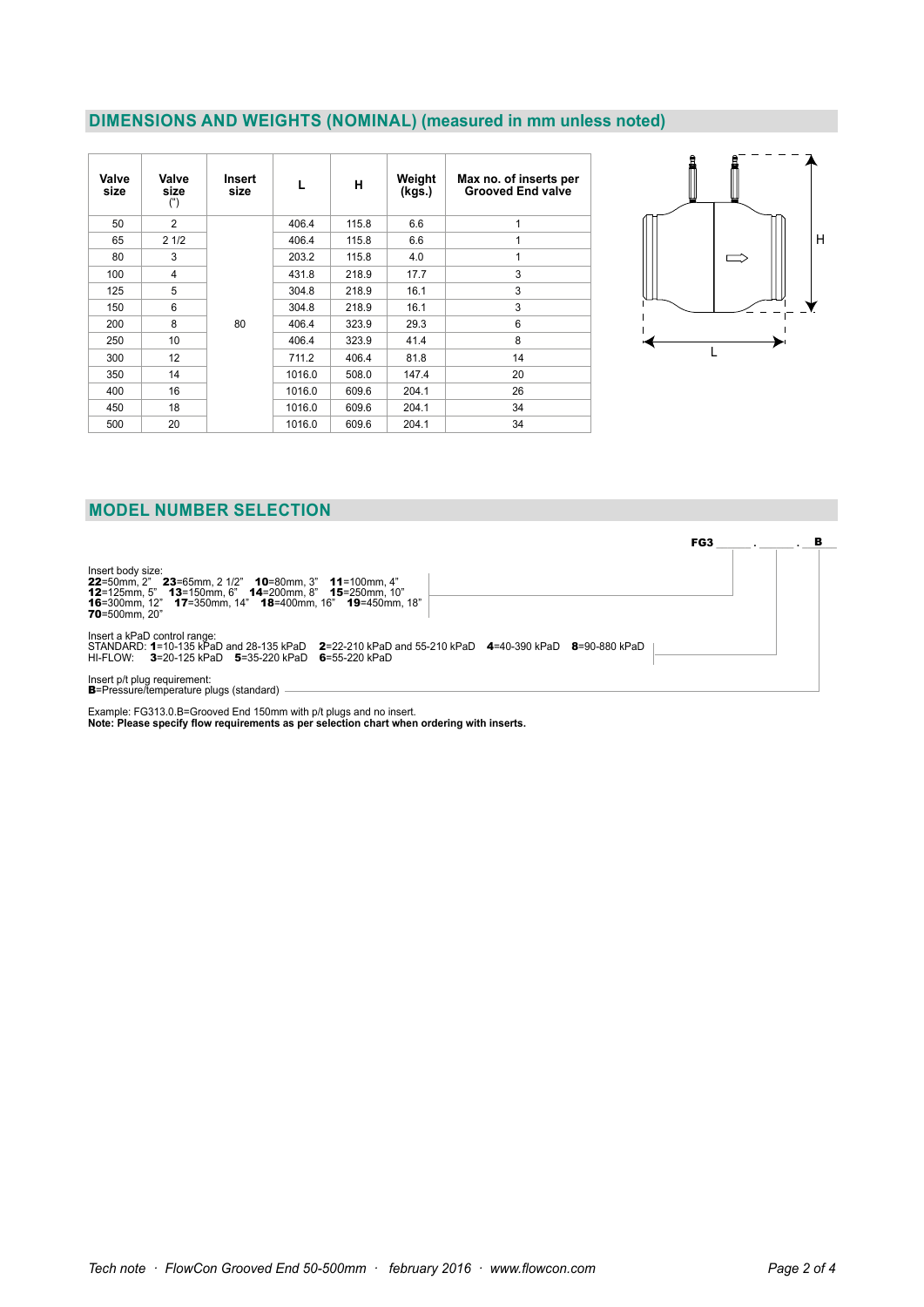## DIMENSIONS AND WEIGHTS (NOMINAL) (measured in mm unless noted)

| Valve size | Valve size (") | Insert size | L | H | Weight (kgs.) | Max no. of inserts per Grooved End valve |
|---|---|---|---|---|---|---|
| 50 | 2 | 80 | 406.4 | 115.8 | 6.6 | 1 |
| 65 | 2 1/2 | | 406.4 | 115.8 | 6.6 | 1 |
| 80 | 3 | | 203.2 | 115.8 | 4.0 | 1 |
| 100 | 4 | | 431.8 | 218.9 | 17.7 | 3 |
| 125 | 5 | | 304.8 | 218.9 | 16.1 | 3 |
| 150 | 6 | | 304.8 | 218.9 | 16.1 | 3 |
| 200 | 8 | | 406.4 | 323.9 | 29.3 | 6 |
| 250 | 10 | | 406.4 | 323.9 | 41.4 | 8 |
| 300 | 12 | | 711.2 | 406.4 | 81.8 | 14 |
| 350 | 14 | | 1016.0 | 508.0 | 147.4 | 20 |
| 400 | 16 | | 1016.0 | 609.6 | 204.1 | 26 |
| 450 | 18 | | 1016.0 | 609.6 | 204.1 | 34 |
| 500 | 20 | | 1016.0 | 609.6 | 204.1 | 34 |

## MODEL NUMBER SELECTION

**FG3** ____ . ____ . **B**

Insert body size:
**22**=50mm, 2" **23**=65mm, 2 1/2" **10**=80mm, 3" **11**=100mm, 4"
**12**=125mm, 5" **13**=150mm, 6" **14**=200mm, 8" **15**=250mm, 10"
**16**=300mm, 12" **17**=350mm, 14" **18**=400mm, 16" **19**=450mm, 18"
**70**=500mm, 20"

Insert a kPaD control range:
STANDARD: **1**=10-135 kPaD and 28-135 kPaD **2**=22-210 kPaD and 55-210 kPaD **4**=40-390 kPaD **8**=90-880 kPaD
HI-FLOW: **3**=20-125 kPaD **5**=35-220 kPaD **6**=55-220 kPaD

Insert p/t plug requirement:
**B**=Pressure/temperature plugs (standard)

Example: FG313.0.B=Grooved End 150mm with p/t plugs and no insert.
**Note: Please specify flow requirements as per selection chart when ordering with inserts.**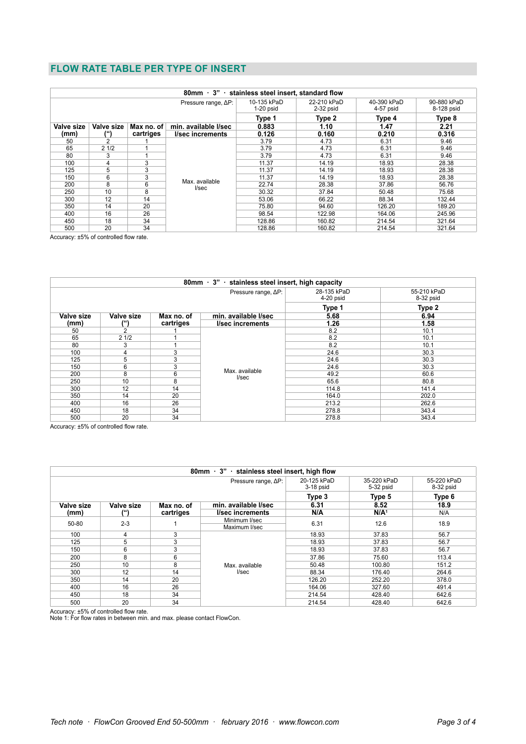## FLOW RATE TABLE PER TYPE OF INSERT

| 80mm · 3" · stainless steel insert, standard flow | | | | | | | |
|---|---|---|---|---|---|---|---|
| | | | Pressure range, ΔP: | 10-135 kPaD 1-20 psid | 22-210 kPaD 2-32 psid | 40-390 kPaD 4-57 psid | 90-880 kPaD 8-128 psid |
| | | | | **Type 1** | **Type 2** | **Type 4** | **Type 8** |
| **Valve size (mm)** | **Valve size (")** | **Max no. of cartriges** | **min. available l/sec** | **0.883** | **1.10** | **1.47** | **2.21** |
| | | | **l/sec increments** | **0.126** | **0.160** | **0.210** | **0.316** |
| 50 | 2 | 1 | Max. available l/sec | 3.79 | 4.73 | 6.31 | 9.46 |
| 65 | 2 1/2 | 1 | | 3.79 | 4.73 | 6.31 | 9.46 |
| 80 | 3 | 1 | | 3.79 | 4.73 | 6.31 | 9.46 |
| 100 | 4 | 3 | | 11.37 | 14.19 | 18.93 | 28.38 |
| 125 | 5 | 3 | | 11.37 | 14.19 | 18.93 | 28.38 |
| 150 | 6 | 3 | | 11.37 | 14.19 | 18.93 | 28.38 |
| 200 | 8 | 6 | | 22.74 | 28.38 | 37.86 | 56.76 |
| 250 | 10 | 8 | | 30.32 | 37.84 | 50.48 | 75.68 |
| 300 | 12 | 14 | | 53.06 | 66.22 | 88.34 | 132.44 |
| 350 | 14 | 20 | | 75.80 | 94.60 | 126.20 | 189.20 |
| 400 | 16 | 26 | | 98.54 | 122.98 | 164.06 | 245.96 |
| 450 | 18 | 34 | | 128.86 | 160.82 | 214.54 | 321.64 |
| 500 | 20 | 34 | | 128.86 | 160.82 | 214.54 | 321.64 |

Accuracy: ±5% of controlled flow rate.

| 80mm · 3" · stainless steel insert, high capacity | | | | | |
|---|---|---|---|---|---|
| | | | Pressure range, ΔP: | 28-135 kPaD 4-20 psid | 55-210 kPaD 8-32 psid |
| | | | | **Type 1** | **Type 2** |
| **Valve size (mm)** | **Valve size (")** | **Max no. of cartriges** | **min. available l/sec** | **5.68** | **6.94** |
| | | | **l/sec increments** | **1.26** | **1.58** |
| 50 | 2 | 1 | Max. available l/sec | 8.2 | 10.1 |
| 65 | 2 1/2 | 1 | | 8.2 | 10.1 |
| 80 | 3 | 1 | | 8.2 | 10.1 |
| 100 | 4 | 3 | | 24.6 | 30.3 |
| 125 | 5 | 3 | | 24.6 | 30.3 |
| 150 | 6 | 3 | | 24.6 | 30.3 |
| 200 | 8 | 6 | | 49.2 | 60.6 |
| 250 | 10 | 8 | | 65.6 | 80.8 |
| 300 | 12 | 14 | | 114.8 | 141.4 |
| 350 | 14 | 20 | | 164.0 | 202.0 |
| 400 | 16 | 26 | | 213.2 | 262.6 |
| 450 | 18 | 34 | | 278.8 | 343.4 |
| 500 | 20 | 34 | | 278.8 | 343.4 |

Accuracy: ±5% of controlled flow rate.

| 80mm · 3" · stainless steel insert, high flow | | | | | | |
|---|---|---|---|---|---|---|
| | | | Pressure range, ΔP: | 20-125 kPaD 3-18 psid | 35-220 kPaD 5-32 psid | 55-220 kPaD 8-32 psid |
| | | | | **Type 3** | **Type 5** | **Type 6** |
| **Valve size (mm)** | **Valve size (")** | **Max no. of cartriges** | **min. available l/sec** | **6.31** | **8.52** | **18.9** |
| | | | **l/sec increments** | **N/A** | **N/A[1]** | N/A |
| 50-80 | 2-3 | 1 | Minimum l/sec / Maximum l/sec | 6.31 | 12.6 | 18.9 |
| 100 | 4 | 3 | Max. available l/sec | 18.93 | 37.83 | 56.7 |
| 125 | 5 | 3 | | 18.93 | 37.83 | 56.7 |
| 150 | 6 | 3 | | 18.93 | 37.83 | 56.7 |
| 200 | 8 | 6 | | 37.86 | 75.60 | 113.4 |
| 250 | 10 | 8 | | 50.48 | 100.80 | 151.2 |
| 300 | 12 | 14 | | 88.34 | 176.40 | 264.6 |
| 350 | 14 | 20 | | 126.20 | 252.20 | 378.0 |
| 400 | 16 | 26 | | 164.06 | 327.60 | 491.4 |
| 450 | 18 | 34 | | 214.54 | 428.40 | 642.6 |
| 500 | 20 | 34 | | 214.54 | 428.40 | 642.6 |

Accuracy: ±5% of controlled flow rate.
Note 1: For flow rates in between min. and max. please contact FlowCon.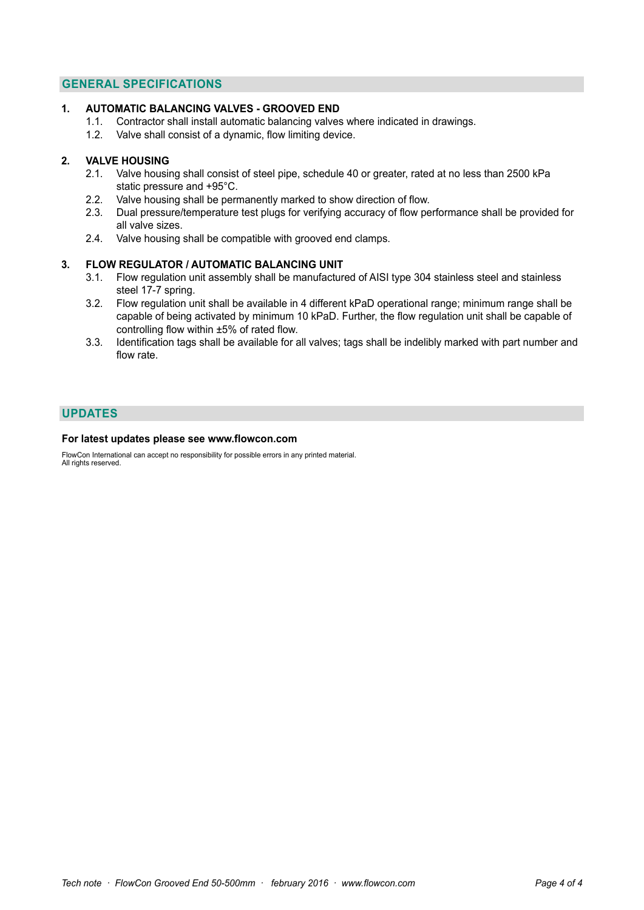## GENERAL SPECIFICATIONS

**1. AUTOMATIC BALANCING VALVES - GROOVED END**

1.1. Contractor shall install automatic balancing valves where indicated in drawings.

1.2. Valve shall consist of a dynamic, flow limiting device.

**2. VALVE HOUSING**

2.1. Valve housing shall consist of steel pipe, schedule 40 or greater, rated at no less than 2500 kPa static pressure and +95°C.

2.2. Valve housing shall be permanently marked to show direction of flow.

2.3. Dual pressure/temperature test plugs for verifying accuracy of flow performance shall be provided for all valve sizes.

2.4. Valve housing shall be compatible with grooved end clamps.

**3. FLOW REGULATOR / AUTOMATIC BALANCING UNIT**

3.1. Flow regulation unit assembly shall be manufactured of AISI type 304 stainless steel and stainless steel 17-7 spring.

3.2. Flow regulation unit shall be available in 4 different kPaD operational range; minimum range shall be capable of being activated by minimum 10 kPaD. Further, the flow regulation unit shall be capable of controlling flow within ±5% of rated flow.

3.3. Identification tags shall be available for all valves; tags shall be indelibly marked with part number and flow rate.

## UPDATES

**For latest updates please see www.flowcon.com**

FlowCon International can accept no responsibility for possible errors in any printed material.
All rights reserved.